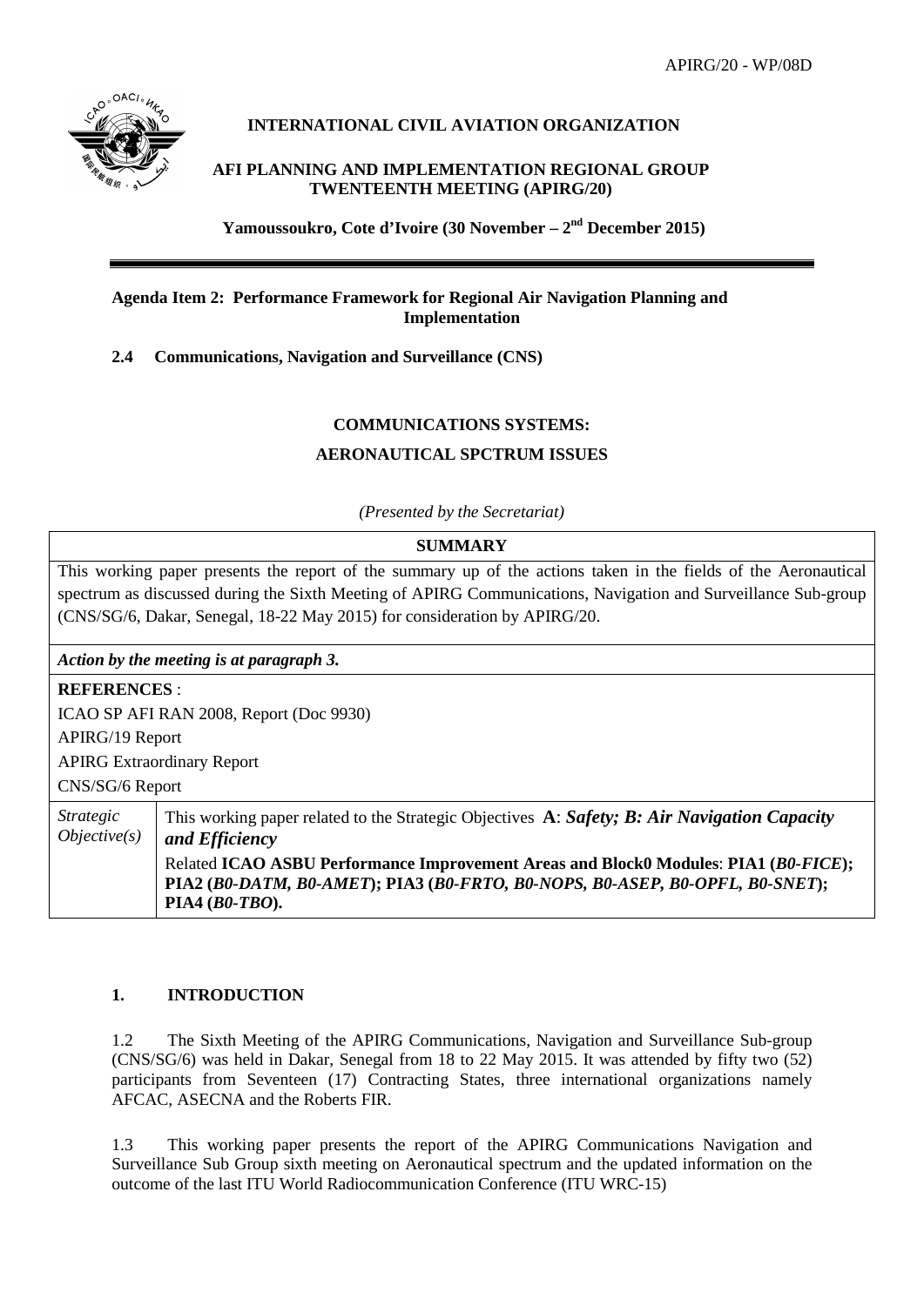APIRG/20 - WP/08D

**INTERNATIONAL CIVIL AVIATION ORGANIZATION**

**AFI PLANNING AND IMPLEMENTATION REGIONAL GROUP TWENTEENTH MEETING (APIRG/20)**

**Yamoussoukro, Cote d'Ivoire (30 November – 2nd December 2015)**

---

**Agenda Item 2: Performance Framework for Regional Air Navigation Planning and Implementation**

**2.4 Communications, Navigation and Surveillance (CNS)**

## COMMUNICATIONS SYSTEMS:

## AERONAUTICAL SPCTRUM ISSUES

*(Presented by the Secretariat)*

| **SUMMARY** | |
|---|---|
| This working paper presents the report of the summary up of the actions taken in the fields of the Aeronautical spectrum as discussed during the Sixth Meeting of APIRG Communications, Navigation and Surveillance Sub-group (CNS/SG/6, Dakar, Senegal, 18-22 May 2015) for consideration by APIRG/20. | |
| ***Action by the meeting is at paragraph 3.*** | |
| **REFERENCES** :<br>ICAO SP AFI RAN 2008, Report (Doc 9930)<br>APIRG/19 Report<br>APIRG Extraordinary Report<br>CNS/SG/6 Report | |
| *Strategic Objective(s)* | This working paper related to the Strategic Objectives **A**: ***Safety; B: Air Navigation Capacity and Efficiency***<br>Related **ICAO ASBU Performance Improvement Areas and Block0 Modules**: **PIA1 (*B0-FICE*); PIA2 (*B0-DATM, B0-AMET*); PIA3 (*B0-FRTO, B0-NOPS, B0-ASEP, B0-OPFL, B0-SNET*); PIA4 (*B0-TBO*).** |

## 1. INTRODUCTION

1.2 The Sixth Meeting of the APIRG Communications, Navigation and Surveillance Sub-group (CNS/SG/6) was held in Dakar, Senegal from 18 to 22 May 2015. It was attended by fifty two (52) participants from Seventeen (17) Contracting States, three international organizations namely AFCAC, ASECNA and the Roberts FIR.

1.3 This working paper presents the report of the APIRG Communications Navigation and Surveillance Sub Group sixth meeting on Aeronautical spectrum and the updated information on the outcome of the last ITU World Radiocommunication Conference (ITU WRC-15)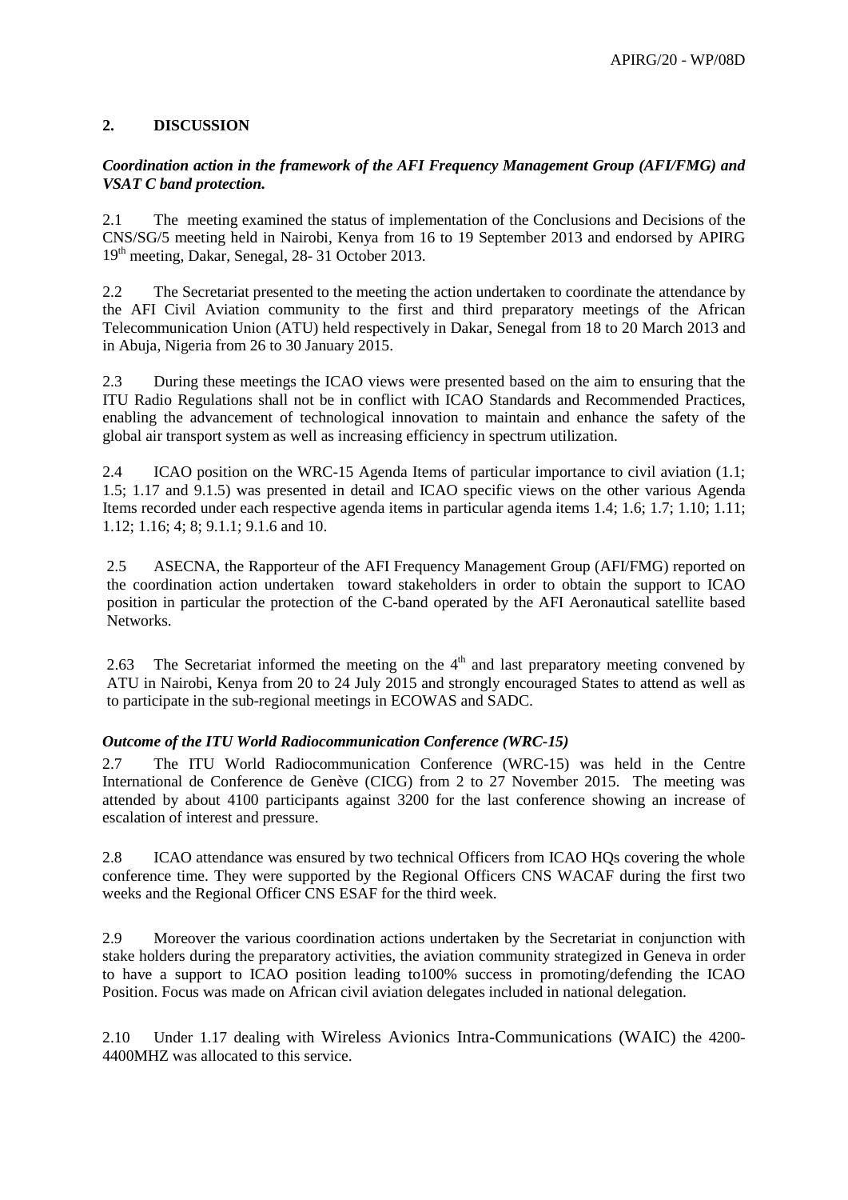## 2. DISCUSSION

***Coordination action in the framework of the AFI Frequency Management Group (AFI/FMG) and VSAT C band protection.***

2.1 The meeting examined the status of implementation of the Conclusions and Decisions of the CNS/SG/5 meeting held in Nairobi, Kenya from 16 to 19 September 2013 and endorsed by APIRG 19th meeting, Dakar, Senegal, 28- 31 October 2013.

2.2 The Secretariat presented to the meeting the action undertaken to coordinate the attendance by the AFI Civil Aviation community to the first and third preparatory meetings of the African Telecommunication Union (ATU) held respectively in Dakar, Senegal from 18 to 20 March 2013 and in Abuja, Nigeria from 26 to 30 January 2015.

2.3 During these meetings the ICAO views were presented based on the aim to ensuring that the ITU Radio Regulations shall not be in conflict with ICAO Standards and Recommended Practices, enabling the advancement of technological innovation to maintain and enhance the safety of the global air transport system as well as increasing efficiency in spectrum utilization.

2.4 ICAO position on the WRC-15 Agenda Items of particular importance to civil aviation (1.1; 1.5; 1.17 and 9.1.5) was presented in detail and ICAO specific views on the other various Agenda Items recorded under each respective agenda items in particular agenda items 1.4; 1.6; 1.7; 1.10; 1.11; 1.12; 1.16; 4; 8; 9.1.1; 9.1.6 and 10.

2.5 ASECNA, the Rapporteur of the AFI Frequency Management Group (AFI/FMG) reported on the coordination action undertaken toward stakeholders in order to obtain the support to ICAO position in particular the protection of the C-band operated by the AFI Aeronautical satellite based Networks.

2.63 The Secretariat informed the meeting on the 4th and last preparatory meeting convened by ATU in Nairobi, Kenya from 20 to 24 July 2015 and strongly encouraged States to attend as well as to participate in the sub-regional meetings in ECOWAS and SADC.

***Outcome of the ITU World Radiocommunication Conference (WRC-15)***

2.7 The ITU World Radiocommunication Conference (WRC-15) was held in the Centre International de Conference de Genève (CICG) from 2 to 27 November 2015. The meeting was attended by about 4100 participants against 3200 for the last conference showing an increase of escalation of interest and pressure.

2.8 ICAO attendance was ensured by two technical Officers from ICAO HQs covering the whole conference time. They were supported by the Regional Officers CNS WACAF during the first two weeks and the Regional Officer CNS ESAF for the third week.

2.9 Moreover the various coordination actions undertaken by the Secretariat in conjunction with stake holders during the preparatory activities, the aviation community strategized in Geneva in order to have a support to ICAO position leading to100% success in promoting/defending the ICAO Position. Focus was made on African civil aviation delegates included in national delegation.

2.10 Under 1.17 dealing with Wireless Avionics Intra-Communications (WAIC) the 4200-4400MHZ was allocated to this service.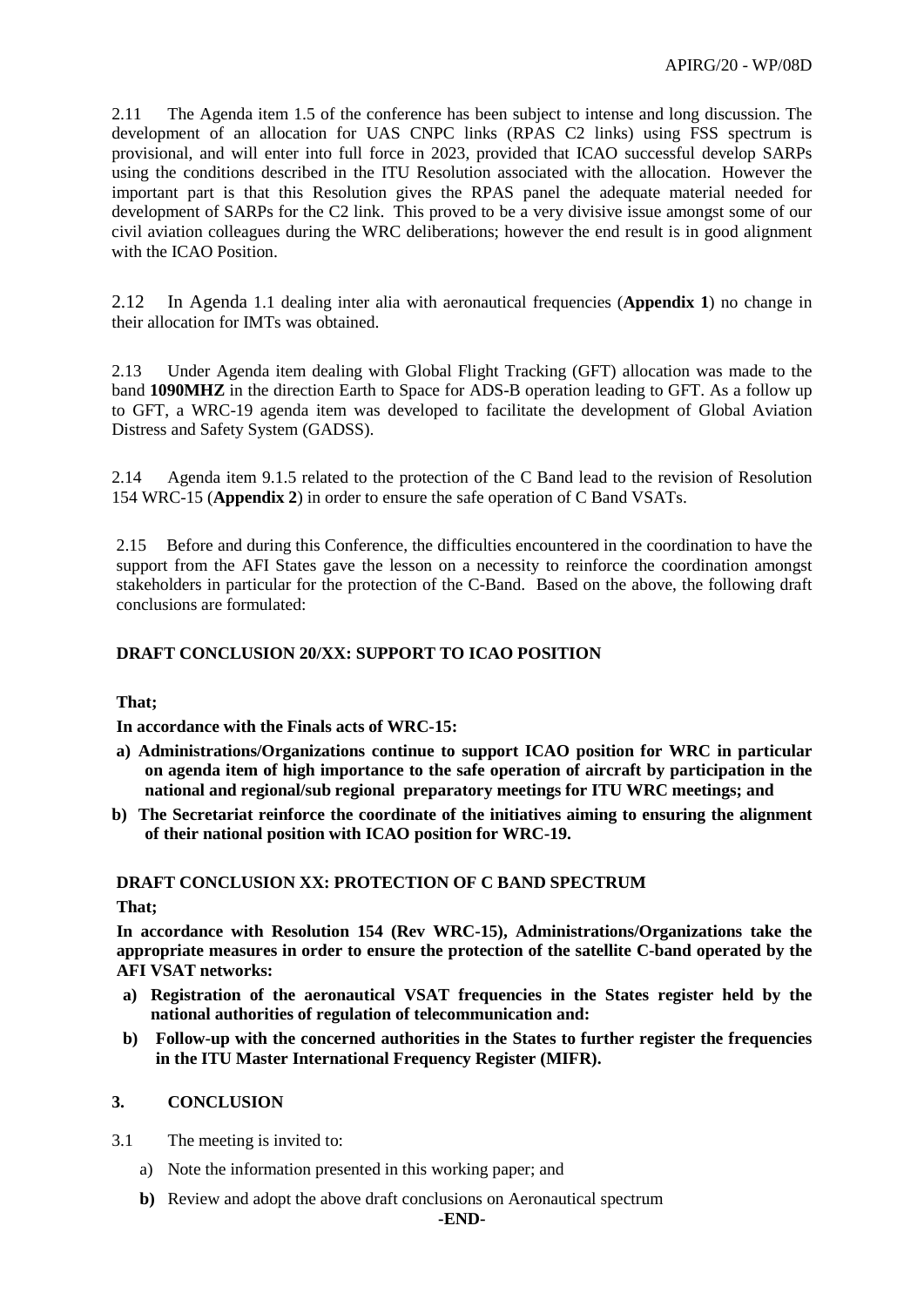2.11 The Agenda item 1.5 of the conference has been subject to intense and long discussion. The development of an allocation for UAS CNPC links (RPAS C2 links) using FSS spectrum is provisional, and will enter into full force in 2023, provided that ICAO successful develop SARPs using the conditions described in the ITU Resolution associated with the allocation. However the important part is that this Resolution gives the RPAS panel the adequate material needed for development of SARPs for the C2 link. This proved to be a very divisive issue amongst some of our civil aviation colleagues during the WRC deliberations; however the end result is in good alignment with the ICAO Position.

2.12 In Agenda 1.1 dealing inter alia with aeronautical frequencies (**Appendix 1**) no change in their allocation for IMTs was obtained.

2.13 Under Agenda item dealing with Global Flight Tracking (GFT) allocation was made to the band **1090MHZ** in the direction Earth to Space for ADS-B operation leading to GFT. As a follow up to GFT, a WRC-19 agenda item was developed to facilitate the development of Global Aviation Distress and Safety System (GADSS).

2.14 Agenda item 9.1.5 related to the protection of the C Band lead to the revision of Resolution 154 WRC-15 (**Appendix 2**) in order to ensure the safe operation of C Band VSATs.

2.15 Before and during this Conference, the difficulties encountered in the coordination to have the support from the AFI States gave the lesson on a necessity to reinforce the coordination amongst stakeholders in particular for the protection of the C-Band. Based on the above, the following draft conclusions are formulated:

**DRAFT CONCLUSION 20/XX: SUPPORT TO ICAO POSITION**

**That;**

**In accordance with the Finals acts of WRC-15:**

**a) Administrations/Organizations continue to support ICAO position for WRC in particular on agenda item of high importance to the safe operation of aircraft by participation in the national and regional/sub regional preparatory meetings for ITU WRC meetings; and**

**b) The Secretariat reinforce the coordinate of the initiatives aiming to ensuring the alignment of their national position with ICAO position for WRC-19.**

**DRAFT CONCLUSION XX: PROTECTION OF C BAND SPECTRUM**

**That;**

**In accordance with Resolution 154 (Rev WRC-15), Administrations/Organizations take the appropriate measures in order to ensure the protection of the satellite C-band operated by the AFI VSAT networks:**

**a) Registration of the aeronautical VSAT frequencies in the States register held by the national authorities of regulation of telecommunication and:**

**b) Follow-up with the concerned authorities in the States to further register the frequencies in the ITU Master International Frequency Register (MIFR).**

## 3. CONCLUSION

3.1 The meeting is invited to:

a) Note the information presented in this working paper; and

**b)** Review and adopt the above draft conclusions on Aeronautical spectrum

**-END-**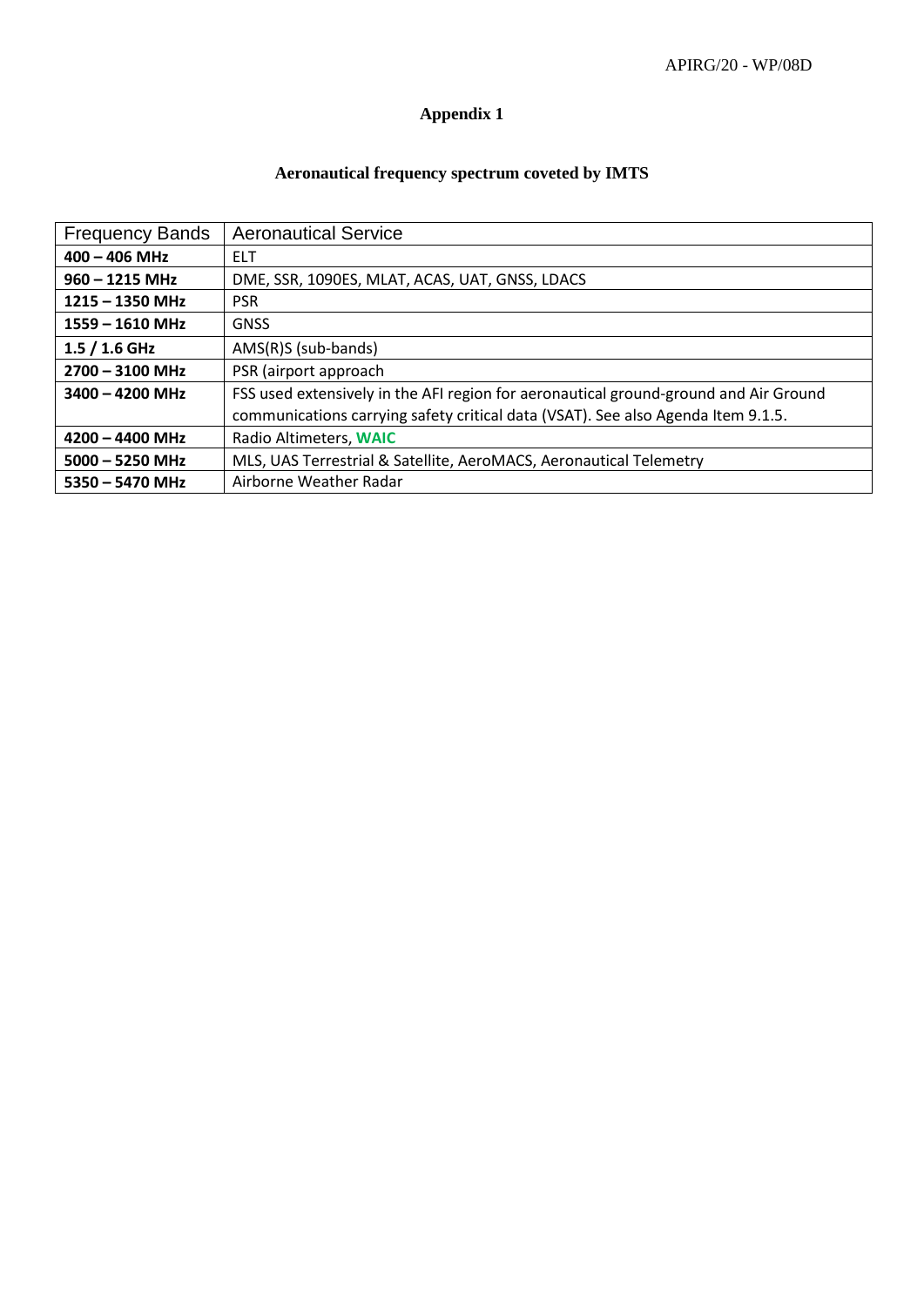## Appendix 1

### Aeronautical frequency spectrum coveted by IMTS

| Frequency Bands | Aeronautical Service |
|---|---|
| **400 – 406 MHz** | ELT |
| **960 – 1215 MHz** | DME, SSR, 1090ES, MLAT, ACAS, UAT, GNSS, LDACS |
| **1215 – 1350 MHz** | PSR |
| **1559 – 1610 MHz** | GNSS |
| **1.5 / 1.6 GHz** | AMS(R)S (sub-bands) |
| **2700 – 3100 MHz** | PSR (airport approach |
| **3400 – 4200 MHz** | FSS used extensively in the AFI region for aeronautical ground-ground and Air Ground communications carrying safety critical data (VSAT). See also Agenda Item 9.1.5. |
| **4200 – 4400 MHz** | Radio Altimeters, **WAIC** |
| **5000 – 5250 MHz** | MLS, UAS Terrestrial & Satellite, AeroMACS, Aeronautical Telemetry |
| **5350 – 5470 MHz** | Airborne Weather Radar |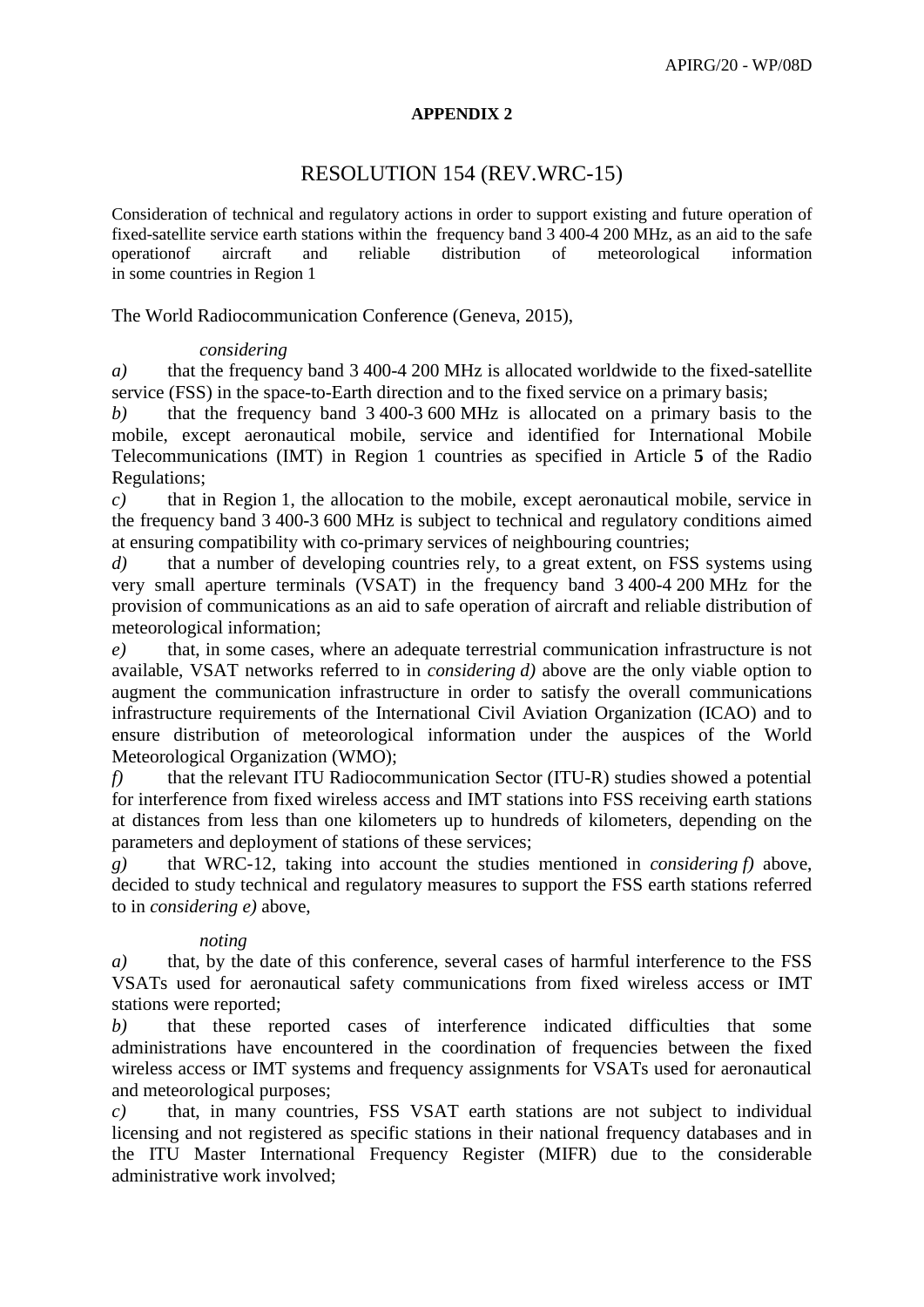## APPENDIX 2

# RESOLUTION 154 (REV.WRC-15)

Consideration of technical and regulatory actions in order to support existing and future operation of fixed-satellite service earth stations within the frequency band 3 400-4 200 MHz, as an aid to the safe operationof aircraft and reliable distribution of meteorological information in some countries in Region 1

The World Radiocommunication Conference (Geneva, 2015),

*considering*

*a)* that the frequency band 3 400-4 200 MHz is allocated worldwide to the fixed-satellite service (FSS) in the space-to-Earth direction and to the fixed service on a primary basis;

*b)* that the frequency band 3 400-3 600 MHz is allocated on a primary basis to the mobile, except aeronautical mobile, service and identified for International Mobile Telecommunications (IMT) in Region 1 countries as specified in Article **5** of the Radio Regulations;

*c)* that in Region 1, the allocation to the mobile, except aeronautical mobile, service in the frequency band 3 400-3 600 MHz is subject to technical and regulatory conditions aimed at ensuring compatibility with co-primary services of neighbouring countries;

*d)* that a number of developing countries rely, to a great extent, on FSS systems using very small aperture terminals (VSAT) in the frequency band 3 400-4 200 MHz for the provision of communications as an aid to safe operation of aircraft and reliable distribution of meteorological information;

*e)* that, in some cases, where an adequate terrestrial communication infrastructure is not available, VSAT networks referred to in *considering d)* above are the only viable option to augment the communication infrastructure in order to satisfy the overall communications infrastructure requirements of the International Civil Aviation Organization (ICAO) and to ensure distribution of meteorological information under the auspices of the World Meteorological Organization (WMO);

*f)* that the relevant ITU Radiocommunication Sector (ITU-R) studies showed a potential for interference from fixed wireless access and IMT stations into FSS receiving earth stations at distances from less than one kilometers up to hundreds of kilometers, depending on the parameters and deployment of stations of these services;

*g)* that WRC-12, taking into account the studies mentioned in *considering f)* above, decided to study technical and regulatory measures to support the FSS earth stations referred to in *considering e)* above,

*noting*

*a)* that, by the date of this conference, several cases of harmful interference to the FSS VSATs used for aeronautical safety communications from fixed wireless access or IMT stations were reported;

*b)* that these reported cases of interference indicated difficulties that some administrations have encountered in the coordination of frequencies between the fixed wireless access or IMT systems and frequency assignments for VSATs used for aeronautical and meteorological purposes;

*c)* that, in many countries, FSS VSAT earth stations are not subject to individual licensing and not registered as specific stations in their national frequency databases and in the ITU Master International Frequency Register (MIFR) due to the considerable administrative work involved;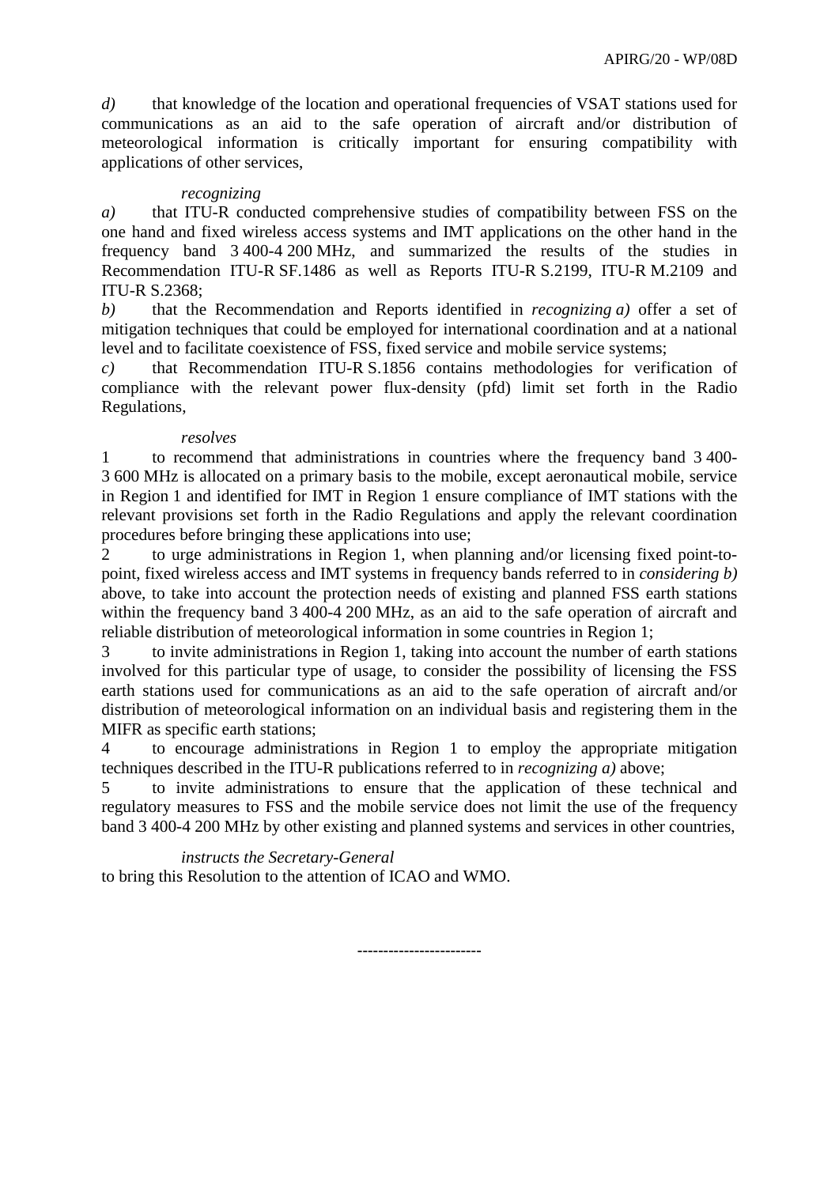*d)* that knowledge of the location and operational frequencies of VSAT stations used for communications as an aid to the safe operation of aircraft and/or distribution of meteorological information is critically important for ensuring compatibility with applications of other services,

*recognizing*

*a)* that ITU-R conducted comprehensive studies of compatibility between FSS on the one hand and fixed wireless access systems and IMT applications on the other hand in the frequency band 3 400-4 200 MHz, and summarized the results of the studies in Recommendation ITU-R SF.1486 as well as Reports ITU-R S.2199, ITU-R M.2109 and ITU-R S.2368;

*b)* that the Recommendation and Reports identified in *recognizing a)* offer a set of mitigation techniques that could be employed for international coordination and at a national level and to facilitate coexistence of FSS, fixed service and mobile service systems;

*c)* that Recommendation ITU-R S.1856 contains methodologies for verification of compliance with the relevant power flux-density (pfd) limit set forth in the Radio Regulations,

*resolves*

1 to recommend that administrations in countries where the frequency band 3 400-3 600 MHz is allocated on a primary basis to the mobile, except aeronautical mobile, service in Region 1 and identified for IMT in Region 1 ensure compliance of IMT stations with the relevant provisions set forth in the Radio Regulations and apply the relevant coordination procedures before bringing these applications into use;

2 to urge administrations in Region 1, when planning and/or licensing fixed point-to-point, fixed wireless access and IMT systems in frequency bands referred to in *considering b)* above, to take into account the protection needs of existing and planned FSS earth stations within the frequency band 3 400-4 200 MHz, as an aid to the safe operation of aircraft and reliable distribution of meteorological information in some countries in Region 1;

3 to invite administrations in Region 1, taking into account the number of earth stations involved for this particular type of usage, to consider the possibility of licensing the FSS earth stations used for communications as an aid to the safe operation of aircraft and/or distribution of meteorological information on an individual basis and registering them in the MIFR as specific earth stations;

4 to encourage administrations in Region 1 to employ the appropriate mitigation techniques described in the ITU-R publications referred to in *recognizing a)* above;

5 to invite administrations to ensure that the application of these technical and regulatory measures to FSS and the mobile service does not limit the use of the frequency band 3 400-4 200 MHz by other existing and planned systems and services in other countries,

*instructs the Secretary-General*

to bring this Resolution to the attention of ICAO and WMO.

-----------------------